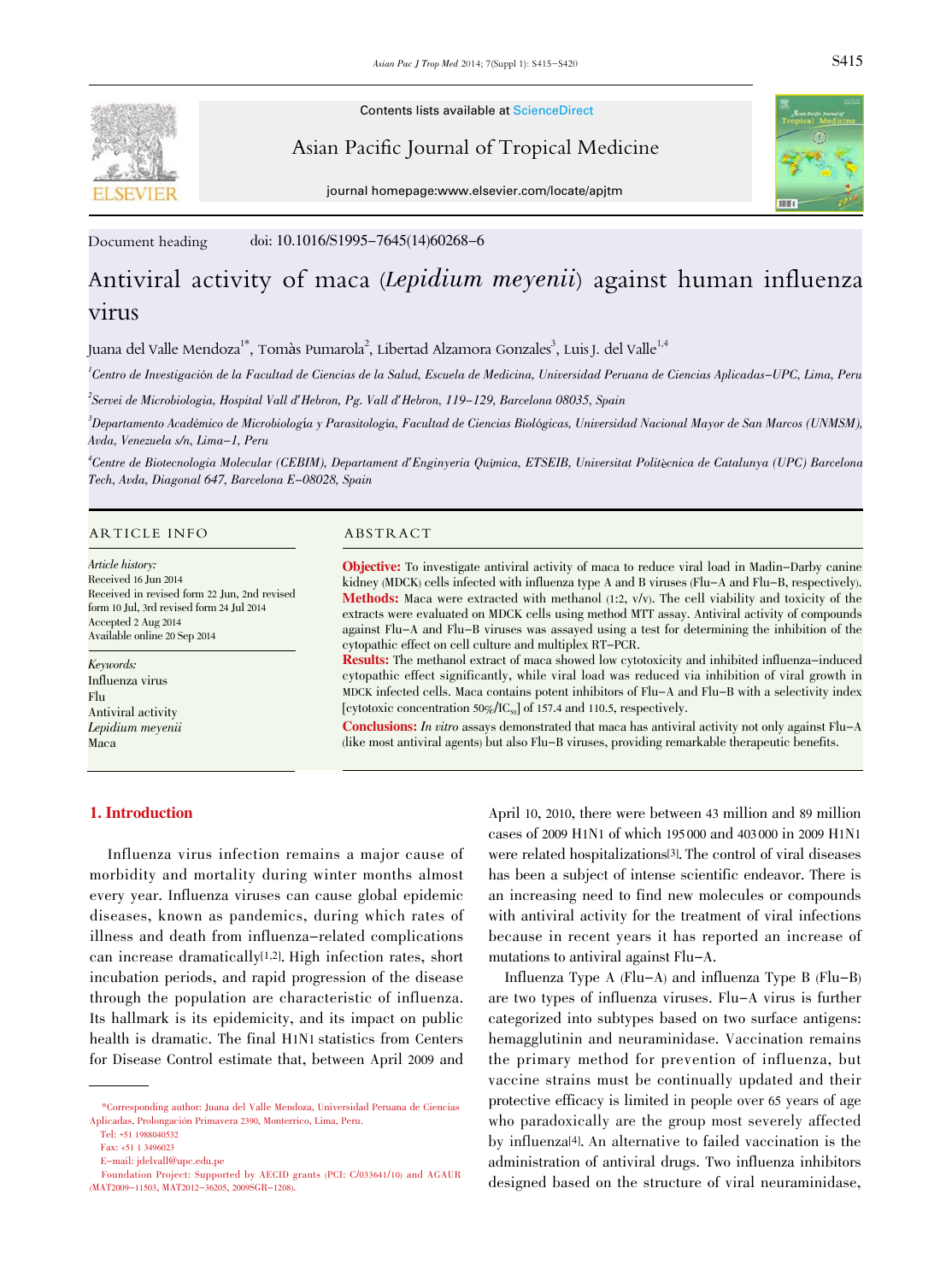Contents lists available at ScienceDirect

Asian Pacific Journal of Tropical Medicine

journal homepage:www.elsevier.com/locate/apjtm

Document heading doi: 10.1016/S1995-7645(14)60268-6

# Antiviral activity of maca (*Lepidium meyenii*) against human influenza virus

Juana del Valle Mendoza[1*], Tomàs Pumarola[2], Libertad Alzamora Gonzales[3], Luis J. del Valle[1,4]

[1]Centro de Investigación de la Facultad de Ciencias de la Salud, Escuela de Medicina, Universidad Peruana de Ciencias Aplicadas-UPC, Lima, Peru

[2]Servei de Microbiologia, Hospital Vall d'Hebron, Pg. Vall d'Hebron, 119-129, Barcelona 08035, Spain

[3]Departamento Académico de Microbiología y Parasitología, Facultad de Ciencias Biológicas, Universidad Nacional Mayor de San Marcos (UNMSM), Avda, Venezuela s/n, Lima-1, Peru

[4]Centre de Biotecnologia Molecular (CEBIM), Departament d'Enginyeria Química, ETSEIB, Universitat Politècnica de Catalunya (UPC) Barcelona Tech, Avda, Diagonal 647, Barcelona E-08028, Spain

## ARTICLE INFO

*Article history:*
Received 16 Jun 2014
Received in revised form 22 Jun, 2nd revised form 10 Jul, 3rd revised form 24 Jul 2014
Accepted 2 Aug 2014
Available online 20 Sep 2014

*Keywords:*
Influenza virus
Flu
Antiviral activity
*Lepidium meyenii*
Maca

## ABSTRACT

**Objective:** To investigate antiviral activity of maca to reduce viral load in Madin-Darby canine kidney (MDCK) cells infected with influenza type A and B viruses (Flu-A and Flu-B, respectively).
**Methods:** Maca were extracted with methanol (1:2, v/v). The cell viability and toxicity of the extracts were evaluated on MDCK cells using method MTT assay. Antiviral activity of compounds against Flu-A and Flu-B viruses was assayed using a test for determining the inhibition of the cytopathic effect on cell culture and multiplex RT-PCR.
**Results:** The methanol extract of maca showed low cytotoxicity and inhibited influenza-induced cytopathic effect significantly, while viral load was reduced via inhibition of viral growth in MDCK infected cells. Maca contains potent inhibitors of Flu-A and Flu-B with a selectivity index [cytotoxic concentration 50%/$IC_{50}$] of 157.4 and 110.5, respectively.
**Conclusions:** *In vitro* assays demonstrated that maca has antiviral activity not only against Flu-A (like most antiviral agents) but also Flu-B viruses, providing remarkable therapeutic benefits.

## 1. Introduction

Influenza virus infection remains a major cause of morbidity and mortality during winter months almost every year. Influenza viruses can cause global epidemic diseases, known as pandemics, during which rates of illness and death from influenza-related complications can increase dramatically[1,2]. High infection rates, short incubation periods, and rapid progression of the disease through the population are characteristic of influenza. Its hallmark is its epidemicity, and its impact on public health is dramatic. The final H1N1 statistics from Centers for Disease Control estimate that, between April 2009 and April 10, 2010, there were between 43 million and 89 million cases of 2009 H1N1 of which 195 000 and 403 000 in 2009 H1N1 were related hospitalizations[3]. The control of viral diseases has been a subject of intense scientific endeavor. There is an increasing need to find new molecules or compounds with antiviral activity for the treatment of viral infections because in recent years it has reported an increase of mutations to antiviral against Flu-A.

Influenza Type A (Flu-A) and influenza Type B (Flu-B) are two types of influenza viruses. Flu-A virus is further categorized into subtypes based on two surface antigens: hemagglutinin and neuraminidase. Vaccination remains the primary method for prevention of influenza, but vaccine strains must be continually updated and their protective efficacy is limited in people over 65 years of age who paradoxically are the group most severely affected by influenza[4]. An alternative to failed vaccination is the administration of antiviral drugs. Two influenza inhibitors designed based on the structure of viral neuraminidase,

*Corresponding author: Juana del Valle Mendoza, Universidad Peruana de Ciencias Aplicadas, Prolongación Primavera 2390, Monterrico, Lima, Peru.
Tel: +51 1988040532
Fax: +51 1 3496023
E-mail: jdelvall@upc.edu.pe
Foundation Project: Supported by AECID grants (PCI: C/033641/10) and AGAUR (MAT2009-11503, MAT2012-36205, 2009SGR-1208).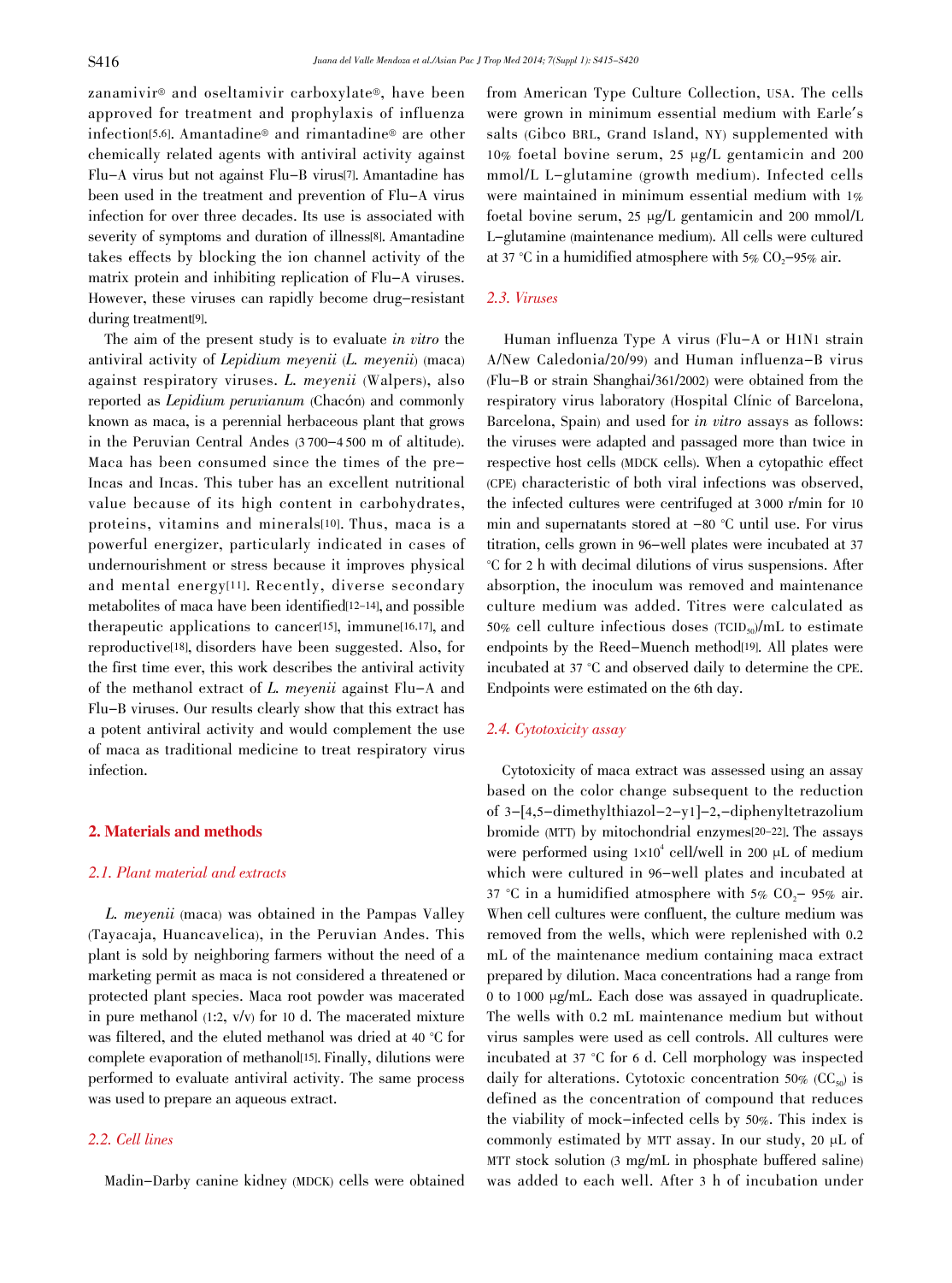zanamivir® and oseltamivir carboxylate®, have been approved for treatment and prophylaxis of influenza infection[5,6]. Amantadine® and rimantadine® are other chemically related agents with antiviral activity against Flu-A virus but not against Flu-B virus[7]. Amantadine has been used in the treatment and prevention of Flu-A virus infection for over three decades. Its use is associated with severity of symptoms and duration of illness[8]. Amantadine takes effects by blocking the ion channel activity of the matrix protein and inhibiting replication of Flu-A viruses. However, these viruses can rapidly become drug-resistant during treatment[9].

The aim of the present study is to evaluate *in vitro* the antiviral activity of *Lepidium meyenii* (*L. meyenii*) (maca) against respiratory viruses. *L. meyenii* (Walpers), also reported as *Lepidium peruvianum* (Chacón) and commonly known as maca, is a perennial herbaceous plant that grows in the Peruvian Central Andes (3 700-4 500 m of altitude). Maca has been consumed since the times of the pre-Incas and Incas. This tuber has an excellent nutritional value because of its high content in carbohydrates, proteins, vitamins and minerals[10]. Thus, maca is a powerful energizer, particularly indicated in cases of undernourishment or stress because it improves physical and mental energy[11]. Recently, diverse secondary metabolites of maca have been identified[12-14], and possible therapeutic applications to cancer[15], immune[16,17], and reproductive[18], disorders have been suggested. Also, for the first time ever, this work describes the antiviral activity of the methanol extract of *L. meyenii* against Flu-A and Flu-B viruses. Our results clearly show that this extract has a potent antiviral activity and would complement the use of maca as traditional medicine to treat respiratory virus infection.

## 2. Materials and methods

### 2.1. Plant material and extracts

*L. meyenii* (maca) was obtained in the Pampas Valley (Tayacaja, Huancavelica), in the Peruvian Andes. This plant is sold by neighboring farmers without the need of a marketing permit as maca is not considered a threatened or protected plant species. Maca root powder was macerated in pure methanol (1:2, v/v) for 10 d. The macerated mixture was filtered, and the eluted methanol was dried at 40 °C for complete evaporation of methanol[15]. Finally, dilutions were performed to evaluate antiviral activity. The same process was used to prepare an aqueous extract.

### 2.2. Cell lines

Madin-Darby canine kidney (MDCK) cells were obtained from American Type Culture Collection, USA. The cells were grown in minimum essential medium with Earle's salts (Gibco BRL, Grand Island, NY) supplemented with 10% foetal bovine serum, 25 μg/L gentamicin and 200 mmol/L L-glutamine (growth medium). Infected cells were maintained in minimum essential medium with 1% foetal bovine serum, 25 μg/L gentamicin and 200 mmol/L L-glutamine (maintenance medium). All cells were cultured at 37 °C in a humidified atmosphere with 5% $CO_2$-95% air.

### 2.3. Viruses

Human influenza Type A virus (Flu-A or H1N1 strain A/New Caledonia/20/99) and Human influenza-B virus (Flu-B or strain Shanghai/361/2002) were obtained from the respiratory virus laboratory (Hospital Clínic of Barcelona, Barcelona, Spain) and used for *in vitro* assays as follows: the viruses were adapted and passaged more than twice in respective host cells (MDCK cells). When a cytopathic effect (CPE) characteristic of both viral infections was observed, the infected cultures were centrifuged at 3000 r/min for 10 min and supernatants stored at -80 °C until use. For virus titration, cells grown in 96-well plates were incubated at 37 °C for 2 h with decimal dilutions of virus suspensions. After absorption, the inoculum was removed and maintenance culture medium was added. Titres were calculated as 50% cell culture infectious doses ($TCID_{50}$)/mL to estimate endpoints by the Reed-Muench method[19]. All plates were incubated at 37 °C and observed daily to determine the CPE. Endpoints were estimated on the 6th day.

### 2.4. Cytotoxicity assay

Cytotoxicity of maca extract was assessed using an assay based on the color change subsequent to the reduction of 3-[4,5-dimethylthiazol-2-y1]-2,-diphenyltetrazolium bromide (MTT) by mitochondrial enzymes[20-22]. The assays were performed using $1\times10^4$ cell/well in 200 μL of medium which were cultured in 96-well plates and incubated at 37 °C in a humidified atmosphere with 5% $CO_2$- 95% air. When cell cultures were confluent, the culture medium was removed from the wells, which were replenished with 0.2 mL of the maintenance medium containing maca extract prepared by dilution. Maca concentrations had a range from 0 to 1 000 μg/mL. Each dose was assayed in quadruplicate. The wells with 0.2 mL maintenance medium but without virus samples were used as cell controls. All cultures were incubated at 37 °C for 6 d. Cell morphology was inspected daily for alterations. Cytotoxic concentration 50% ($CC_{50}$) is defined as the concentration of compound that reduces the viability of mock-infected cells by 50%. This index is commonly estimated by MTT assay. In our study, 20 μL of MTT stock solution (3 mg/mL in phosphate buffered saline) was added to each well. After 3 h of incubation under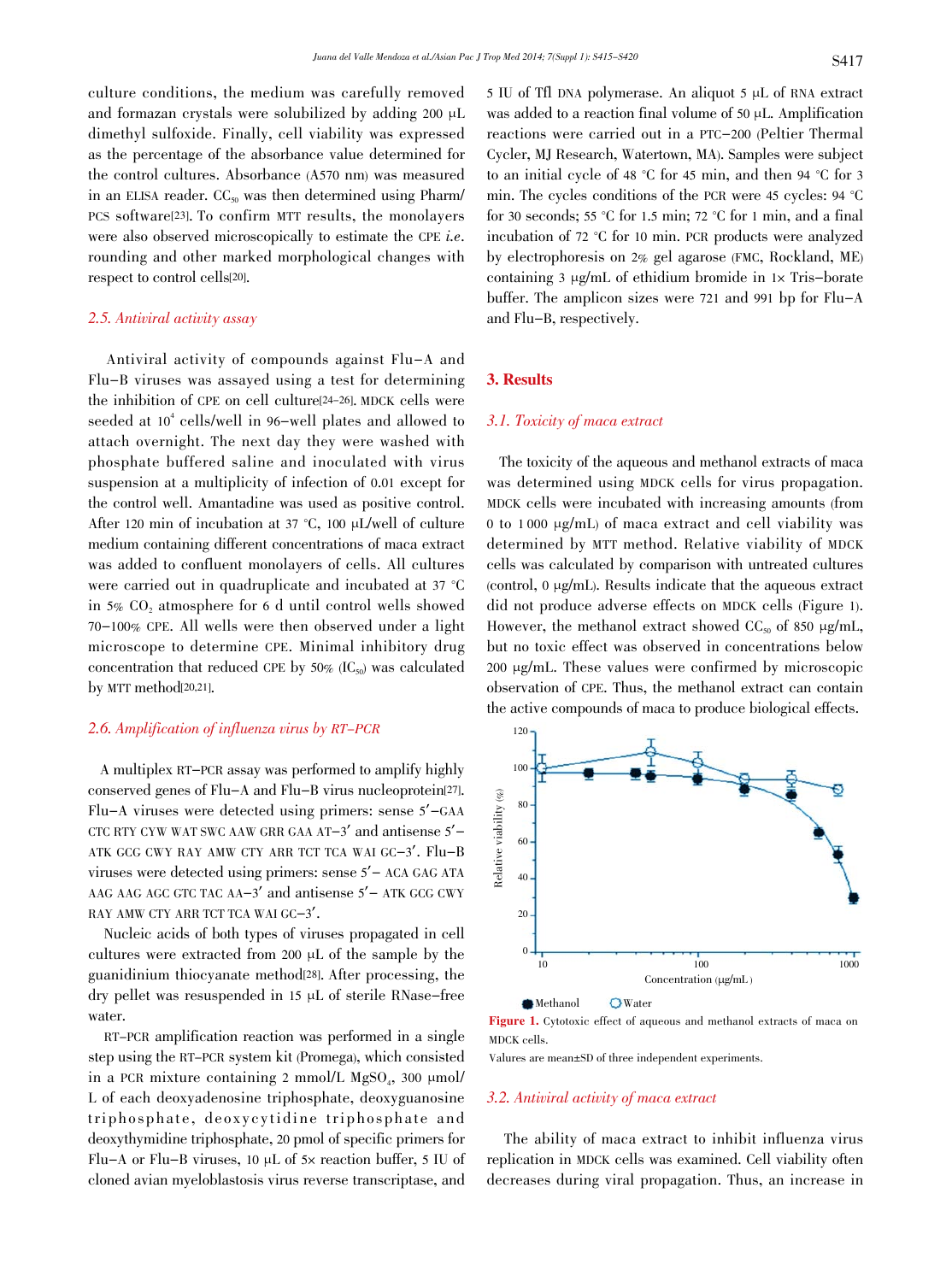culture conditions, the medium was carefully removed and formazan crystals were solubilized by adding 200 μL dimethyl sulfoxide. Finally, cell viability was expressed as the percentage of the absorbance value determined for the control cultures. Absorbance (A570 nm) was measured in an ELISA reader. $CC_{50}$ was then determined using Pharm/PCS software[23]. To confirm MTT results, the monolayers were also observed microscopically to estimate the CPE *i.e.* rounding and other marked morphological changes with respect to control cells[20].

### *2.5. Antiviral activity assay*

Antiviral activity of compounds against Flu-A and Flu-B viruses was assayed using a test for determining the inhibition of CPE on cell culture[24-26]. MDCK cells were seeded at $10^4$ cells/well in 96-well plates and allowed to attach overnight. The next day they were washed with phosphate buffered saline and inoculated with virus suspension at a multiplicity of infection of 0.01 except for the control well. Amantadine was used as positive control. After 120 min of incubation at 37 °C, 100 μL/well of culture medium containing different concentrations of maca extract was added to confluent monolayers of cells. All cultures were carried out in quadruplicate and incubated at 37 °C in 5% $CO_2$ atmosphere for 6 d until control wells showed 70-100% CPE. All wells were then observed under a light microscope to determine CPE. Minimal inhibitory drug concentration that reduced CPE by 50% ($IC_{50}$) was calculated by MTT method[20,21].

### *2.6. Amplification of influenza virus by RT-PCR*

A multiplex RT-PCR assay was performed to amplify highly conserved genes of Flu-A and Flu-B virus nucleoprotein[27]. Flu-A viruses were detected using primers: sense 5′-GAA CTC RTY CYW WAT SWC AAW GRR GAA AT-3′ and antisense 5′-ATK GCG CWY RAY AMW CTY ARR TCT TCA WAI GC-3′. Flu-B viruses were detected using primers: sense 5′- ACA GAG ATA AAG AAG AGC GTC TAC AA-3′ and antisense 5′- ATK GCG CWY RAY AMW CTY ARR TCT TCA WAI GC-3′.

Nucleic acids of both types of viruses propagated in cell cultures were extracted from 200 μL of the sample by the guanidinium thiocyanate method[28]. After processing, the dry pellet was resuspended in 15 μL of sterile RNase-free water.

RT-PCR amplification reaction was performed in a single step using the RT-PCR system kit (Promega), which consisted in a PCR mixture containing 2 mmol/L $MgSO_4$, 300 μmol/L of each deoxyadenosine triphosphate, deoxyguanosine triphosphate, deoxycytidine triphosphate and deoxythymidine triphosphate, 20 pmol of specific primers for Flu-A or Flu-B viruses, 10 μL of 5× reaction buffer, 5 IU of cloned avian myeloblastosis virus reverse transcriptase, and 5 IU of Tfl DNA polymerase. An aliquot 5 μL of RNA extract was added to a reaction final volume of 50 μL. Amplification reactions were carried out in a PTC-200 (Peltier Thermal Cycler, MJ Research, Watertown, MA). Samples were subject to an initial cycle of 48 °C for 45 min, and then 94 °C for 3 min. The cycles conditions of the PCR were 45 cycles: 94 °C for 30 seconds; 55 °C for 1.5 min; 72 °C for 1 min, and a final incubation of 72 °C for 10 min. PCR products were analyzed by electrophoresis on 2% gel agarose (FMC, Rockland, ME) containing 3 μg/mL of ethidium bromide in 1× Tris-borate buffer. The amplicon sizes were 721 and 991 bp for Flu-A and Flu-B, respectively.

## 3. Results

### *3.1. Toxicity of maca extract*

The toxicity of the aqueous and methanol extracts of maca was determined using MDCK cells for virus propagation. MDCK cells were incubated with increasing amounts (from 0 to 1 000 μg/mL) of maca extract and cell viability was determined by MTT method. Relative viability of MDCK cells was calculated by comparison with untreated cultures (control, 0 μg/mL). Results indicate that the aqueous extract did not produce adverse effects on MDCK cells (Figure 1). However, the methanol extract showed $CC_{50}$ of 850 μg/mL, but no toxic effect was observed in concentrations below 200 μg/mL. These values were confirmed by microscopic observation of CPE. Thus, the methanol extract can contain the active compounds of maca to produce biological effects.

**Figure 1.** Cytotoxic effect of aqueous and methanol extracts of maca on MDCK cells.

Values are mean±SD of three independent experiments.

### *3.2. Antiviral activity of maca extract*

The ability of maca extract to inhibit influenza virus replication in MDCK cells was examined. Cell viability often decreases during viral propagation. Thus, an increase in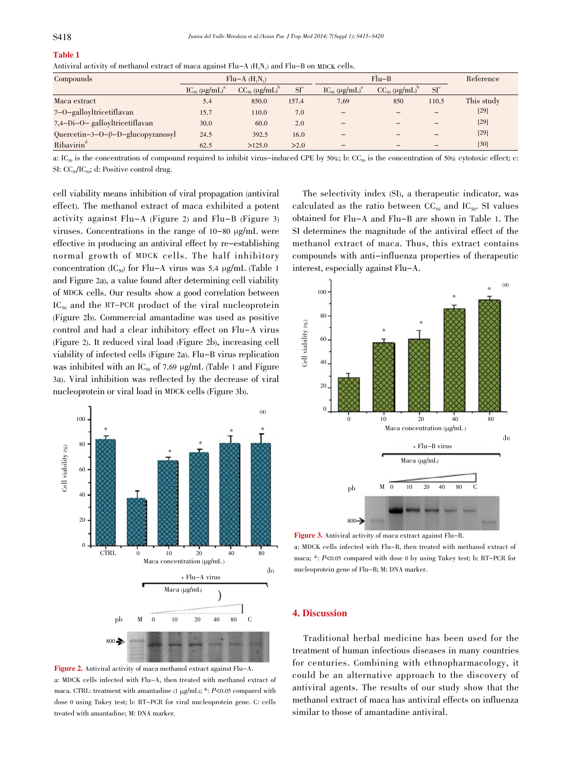**Table 1**

Antiviral activity of methanol extract of maca against Flu-A ($H_1N_1$) and Flu-B on MDCK cells.

| Compounds | Flu-A ($H_1N_1$) | | | Flu-B | | | Reference |
|---|---|---|---|---|---|---|---|
| | $IC_{50}$ (μg/mL)[a] | $CC_{50}$ (μg/mL)[b] | SI[c] | $IC_{50}$ (μg/mL)[a] | $CC_{50}$ (μg/mL)[b] | SI[c] | |
| Maca extract | 5.4 | 850.0 | 157.4 | 7.69 | 850 | 110.5 | This study |
| 7-O-galloyltricetiflavan | 15.7 | 110.0 | 7.0 | – | – | – | [29] |
| 7,4-Di-O- galloyltricetiflavan | 30.0 | 60.0 | 2.0 | – | – | – | [29] |
| Quercetin-3-O-β-D-glucopyranosyl | 24.5 | 392.5 | 16.0 | – | – | – | [29] |
| Ribavirin[d] | 62.5 | >125.0 | >2.0 | – | – | – | [30] |

a: $IC_{50}$ is the concentration of compound required to inhibit virus-induced CPE by 50%; b: $CC_{50}$ is the concentration of 50% cytotoxic effect; c: SI: $CC_{50}/IC_{50}$; d: Positive control drug.

cell viability means inhibition of viral propagation (antiviral effect). The methanol extract of maca exhibited a potent activity against Flu-A (Figure 2) and Flu-B (Figure 3) viruses. Concentrations in the range of 10-80 μg/mL were effective in producing an antiviral effect by re-establishing normal growth of MDCK cells. The half inhibitory concentration ($IC_{50}$) for Flu-A virus was 5.4 μg/mL (Table 1 and Figure 2a), a value found after determining cell viability of MDCK cells. Our results show a good correlation between $IC_{50}$ and the RT-PCR product of the viral nucleoprotein (Figure 2b). Commercial amantadine was used as positive control and had a clear inhibitory effect on Flu-A virus (Figure 2). It reduced viral load (Figure 2b), increasing cell viability of infected cells (Figure 2a). Flu-B virus replication was inhibited with an $IC_{50}$ of 7.69 μg/mL (Table 1 and Figure 3a). Viral inhibition was reflected by the decrease of viral nucleoprotein or viral load in MDCK cells (Figure 3b).

**Figure 2.** Antiviral activity of maca methanol extract against Flu-A.
a: MDCK cells infected with Flu-A, then treated with methanol extract of maca. CTRL: treatment with amantadine (1 μg/mL); *: $P$<0.05 compared with dose 0 using Tukey test; b: RT-PCR for viral nucleoprotein gene. C: cells treated with amantadine; M: DNA marker.

The selectivity index (SI), a therapeutic indicator, was calculated as the ratio between $CC_{50}$ and $IC_{50}$. SI values obtained for Flu-A and Flu-B are shown in Table 1. The SI determines the magnitude of the antiviral effect of the methanol extract of maca. Thus, this extract contains compounds with anti-influenza properties of therapeutic interest, especially against Flu-A.

**Figure 3.** Antiviral activity of maca extract against Flu-B.
a: MDCK cells infected with Flu-B, then treated with methanol extract of maca; *: $P$<0.05 compared with dose 0 by using Tukey test; b: RT-PCR for nucleoprotein gene of Flu-B; M: DNA marker.

## 4. Discussion

Traditional herbal medicine has been used for the treatment of human infectious diseases in many countries for centuries. Combining with ethnopharmacology, it could be an alternative approach to the discovery of antiviral agents. The results of our study show that the methanol extract of maca has antiviral effects on influenza similar to those of amantadine antiviral.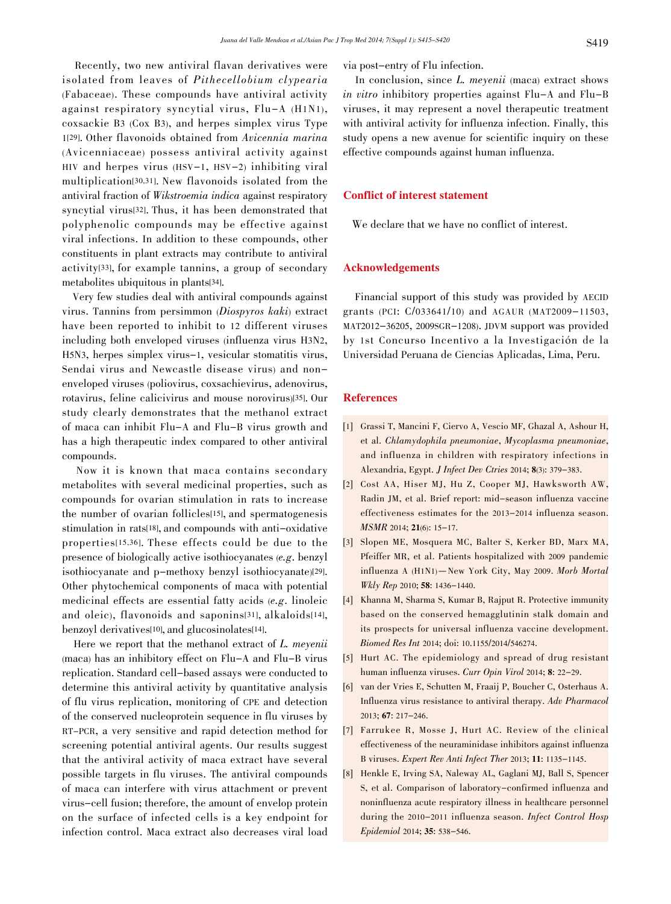Recently, two new antiviral flavan derivatives were isolated from leaves of *Pithecellobium clypearia* (Fabaceae). These compounds have antiviral activity against respiratory syncytial virus, Flu-A (H1N1), coxsackie B3 (Cox B3), and herpes simplex virus Type 1[29]. Other flavonoids obtained from *Avicennia marina* (Avicenniaceae) possess antiviral activity against HIV and herpes virus (HSV-1, HSV-2) inhibiting viral multiplication[30,31]. New flavonoids isolated from the antiviral fraction of *Wikstroemia indica* against respiratory syncytial virus[32]. Thus, it has been demonstrated that polyphenolic compounds may be effective against viral infections. In addition to these compounds, other constituents in plant extracts may contribute to antiviral activity[33], for example tannins, a group of secondary metabolites ubiquitous in plants[34].

Very few studies deal with antiviral compounds against virus. Tannins from persimmon (*Diospyros kaki*) extract have been reported to inhibit to 12 different viruses including both enveloped viruses (influenza virus H3N2, H5N3, herpes simplex virus-1, vesicular stomatitis virus, Sendai virus and Newcastle disease virus) and non-enveloped viruses (poliovirus, coxsachievirus, adenovirus, rotavirus, feline calicivirus and mouse norovirus)[35]. Our study clearly demonstrates that the methanol extract of maca can inhibit Flu-A and Flu-B virus growth and has a high therapeutic index compared to other antiviral compounds.

Now it is known that maca contains secondary metabolites with several medicinal properties, such as compounds for ovarian stimulation in rats to increase the number of ovarian follicles[15], and spermatogenesis stimulation in rats[18], and compounds with anti-oxidative properties[15,36]. These effects could be due to the presence of biologically active isothiocyanates (*e.g.* benzyl isothiocyanate and p-methoxy benzyl isothiocyanate)[29]. Other phytochemical components of maca with potential medicinal effects are essential fatty acids (*e.g.* linoleic and oleic), flavonoids and saponins[31], alkaloids[14], benzoyl derivatives[10], and glucosinolates[14].

Here we report that the methanol extract of *L. meyenii* (maca) has an inhibitory effect on Flu-A and Flu-B virus replication. Standard cell-based assays were conducted to determine this antiviral activity by quantitative analysis of flu virus replication, monitoring of CPE and detection of the conserved nucleoprotein sequence in flu viruses by RT-PCR, a very sensitive and rapid detection method for screening potential antiviral agents. Our results suggest that the antiviral activity of maca extract have several possible targets in flu viruses. The antiviral compounds of maca can interfere with virus attachment or prevent virus-cell fusion; therefore, the amount of envelop protein on the surface of infected cells is a key endpoint for infection control. Maca extract also decreases viral load via post-entry of Flu infection.

In conclusion, since *L. meyenii* (maca) extract shows *in vitro* inhibitory properties against Flu-A and Flu-B viruses, it may represent a novel therapeutic treatment with antiviral activity for influenza infection. Finally, this study opens a new avenue for scientific inquiry on these effective compounds against human influenza.

## Conflict of interest statement

We declare that we have no conflict of interest.

## Acknowledgements

Financial support of this study was provided by AECID grants (PCI: C/033641/10) and AGAUR (MAT2009-11503, MAT2012-36205, 2009SGR-1208). JDVM support was provided by 1st Concurso Incentivo a la Investigación de la Universidad Peruana de Ciencias Aplicadas, Lima, Peru.

## References

[1] Grassi T, Mancini F, Ciervo A, Vescio MF, Ghazal A, Ashour H, et al. *Chlamydophila pneumoniae*, *Mycoplasma pneumoniae*, and influenza in children with respiratory infections in Alexandria, Egypt. *J Infect Dev Ctries* 2014; **8**(3): 379-383.

[2] Cost AA, Hiser MJ, Hu Z, Cooper MJ, Hawksworth AW, Radin JM, et al. Brief report: mid-season influenza vaccine effectiveness estimates for the 2013-2014 influenza season. *MSMR* 2014; **21**(6): 15-17.

[3] Slopen ME, Mosquera MC, Balter S, Kerker BD, Marx MA, Pfeiffer MR, et al. Patients hospitalized with 2009 pandemic influenza A (H1N1)—New York City, May 2009. *Morb Mortal Wkly Rep* 2010; **58**: 1436-1440.

[4] Khanna M, Sharma S, Kumar B, Rajput R. Protective immunity based on the conserved hemagglutinin stalk domain and its prospects for universal influenza vaccine development. *Biomed Res Int* 2014; doi: 10.1155/2014/546274.

[5] Hurt AC. The epidemiology and spread of drug resistant human influenza viruses. *Curr Opin Virol* 2014; **8**: 22-29.

[6] van der Vries E, Schutten M, Fraaij P, Boucher C, Osterhaus A. Influenza virus resistance to antiviral therapy. *Adv Pharmacol* 2013; **67**: 217-246.

[7] Farrukee R, Mosse J, Hurt AC. Review of the clinical effectiveness of the neuraminidase inhibitors against influenza B viruses. *Expert Rev Anti Infect Ther* 2013; **11**: 1135-1145.

[8] Henkle E, Irving SA, Naleway AL, Gaglani MJ, Ball S, Spencer S, et al. Comparison of laboratory-confirmed influenza and noninfluenza acute respiratory illness in healthcare personnel during the 2010-2011 influenza season. *Infect Control Hosp Epidemiol* 2014; **35**: 538-546.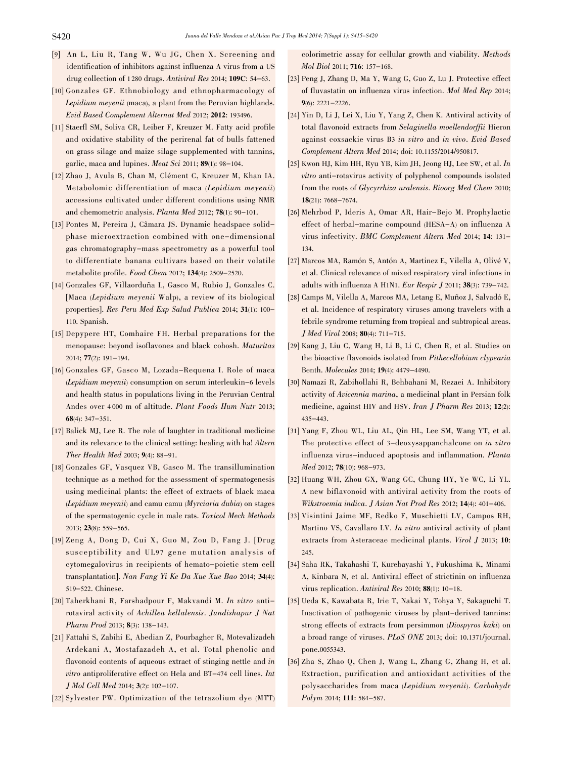[9] An L, Liu R, Tang W, Wu JG, Chen X. Screening and identification of inhibitors against influenza A virus from a US drug collection of 1 280 drugs. *Antiviral Res* 2014; **109C**: 54–63.

[10] Gonzales GF. Ethnobiology and ethnopharmacology of *Lepidium meyenii* (maca), a plant from the Peruvian highlands. *Evid Based Complement Alternat Med* 2012; **2012**: 193496.

[11] Staerfl SM, Soliva CR, Leiber F, Kreuzer M. Fatty acid profile and oxidative stability of the perirenal fat of bulls fattened on grass silage and maize silage supplemented with tannins, garlic, maca and lupines. *Meat Sci* 2011; **89**(1): 98–104.

[12] Zhao J, Avula B, Chan M, Clément C, Kreuzer M, Khan IA. Metabolomic differentiation of maca (*Lepidium meyenii*) accessions cultivated under different conditions using NMR and chemometric analysis. *Planta Med* 2012; **78**(1): 90–101.

[13] Pontes M, Pereira J, Câmara JS. Dynamic headspace solid-phase microextraction combined with one-dimensional gas chromatography-mass spectrometry as a powerful tool to differentiate banana cultivars based on their volatile metabolite profile. *Food Chem* 2012; **134**(4): 2509–2520.

[14] Gonzales GF, Villaorduña L, Gasco M, Rubio J, Gonzales C. [Maca (*Lepidium meyenii* Walp), a review of its biological properties]. *Rev Peru Med Exp Salud Publica* 2014; **31**(1): 100–110. Spanish.

[15] Depypere HT, Comhaire FH. Herbal preparations for the menopause: beyond isoflavones and black cohosh. *Maturitas* 2014; **77**(2): 191–194.

[16] Gonzales GF, Gasco M, Lozada-Requena I. Role of maca (*Lepidium meyenii*) consumption on serum interleukin-6 levels and health status in populations living in the Peruvian Central Andes over 4 000 m of altitude. *Plant Foods Hum Nutr* 2013; **68**(4): 347–351.

[17] Balick MJ, Lee R. The role of laughter in traditional medicine and its relevance to the clinical setting: healing with ha! *Altern Ther Health Med* 2003; **9**(4): 88–91.

[18] Gonzales GF, Vasquez VB, Gasco M. The transillumination technique as a method for the assessment of spermatogenesis using medicinal plants: the effect of extracts of black maca (*Lepidium meyenii*) and camu camu (*Myrciaria dubia*) on stages of the spermatogenic cycle in male rats. *Toxicol Mech Methods* 2013; **23**(8): 559–565.

[19] Zeng A, Dong D, Cui X, Guo M, Zou D, Fang J. [Drug susceptibility and UL97 gene mutation analysis of cytomegalovirus in recipients of hemato-poietic stem cell transplantation]. *Nan Fang Yi Ke Da Xue Xue Bao* 2014; **34**(4): 519–522. Chinese.

[20] Taherkhani R, Farshadpour F, Makvandi M. *In vitro* anti-rotaviral activity of *Achillea kellalensis*. *Jundishapur J Nat Pharm Prod* 2013; **8**(3): 138–143.

[21] Fattahi S, Zabihi E, Abedian Z, Pourbagher R, Motevalizadeh Ardekani A, Mostafazadeh A, et al. Total phenolic and flavonoid contents of aqueous extract of stinging nettle and *in vitro* antiproliferative effect on Hela and BT-474 cell lines. *Int J Mol Cell Med* 2014; **3**(2): 102–107.

[22] Sylvester PW. Optimization of the tetrazolium dye (MTT) colorimetric assay for cellular growth and viability. *Methods Mol Biol* 2011; **716**: 157–168.

[23] Peng J, Zhang D, Ma Y, Wang G, Guo Z, Lu J. Protective effect of fluvastatin on influenza virus infection. *Mol Med Rep* 2014; **9**(6): 2221–2226.

[24] Yin D, Li J, Lei X, Liu Y, Yang Z, Chen K. Antiviral activity of total flavonoid extracts from *Selaginella moellendorffii* Hieron against coxsackie virus B3 *in vitro* and *in vivo*. *Evid Based Complement Altern Med* 2014; doi: 10.1155/2014/950817.

[25] Kwon HJ, Kim HH, Ryu YB, Kim JH, Jeong HJ, Lee SW, et al. *In vitro* anti-rotavirus activity of polyphenol compounds isolated from the roots of *Glycyrrhiza uralensis*. *Bioorg Med Chem* 2010; **18**(21): 7668–7674.

[26] Mehrbod P, Ideris A, Omar AR, Hair-Bejo M. Prophylactic effect of herbal-marine compound (HESA-A) on influenza A virus infectivity. *BMC Complement Altern Med* 2014; **14**: 131–134.

[27] Marcos MA, Ramón S, Antón A, Martinez E, Vilella A, Olivé V, et al. Clinical relevance of mixed respiratory viral infections in adults with influenza A H1N1. *Eur Respir J* 2011; **38**(3): 739–742.

[28] Camps M, Vilella A, Marcos MA, Letang E, Muñoz J, Salvadó E, et al. Incidence of respiratory viruses among travelers with a febrile syndrome returning from tropical and subtropical areas. *J Med Virol* 2008; **80**(4): 711–715.

[29] Kang J, Liu C, Wang H, Li B, Li C, Chen R, et al. Studies on the bioactive flavonoids isolated from *Pithecellobium clypearia* Benth. *Molecules* 2014; **19**(4): 4479–4490.

[30] Namazi R, Zabihollahi R, Behbahani M, Rezaei A. Inhibitory activity of *Avicennia marina*, a medicinal plant in Persian folk medicine, against HIV and HSV. *Iran J Pharm Res* 2013; **12**(2): 435–443.

[31] Yang F, Zhou WL, Liu AL, Qin HL, Lee SM, Wang YT, et al. The protective effect of 3-deoxysappanchalcone on *in vitro* influenza virus-induced apoptosis and inflammation. *Planta Med* 2012; **78**(10): 968–973.

[32] Huang WH, Zhou GX, Wang GC, Chung HY, Ye WC, Li YL. A new biflavonoid with antiviral activity from the roots of *Wikstroemia indica*. *J Asian Nat Prod Res* 2012; **14**(4): 401–406.

[33] Visintini Jaime MF, Redko F, Muschietti LV, Campos RH, Martino VS, Cavallaro LV. *In vitro* antiviral activity of plant extracts from Asteraceae medicinal plants. *Virol J* 2013; **10**: 245.

[34] Saha RK, Takahashi T, Kurebayashi Y, Fukushima K, Minami A, Kinbara N, et al. Antiviral effect of strictinin on influenza virus replication. *Antiviral Res* 2010; **88**(1): 10–18.

[35] Ueda K, Kawabata R, Irie T, Nakai Y, Tohya Y, Sakaguchi T. Inactivation of pathogenic viruses by plant-derived tannins: strong effects of extracts from persimmon (*Diospyros kaki*) on a broad range of viruses. *PLoS ONE* 2013; doi: 10.1371/journal.pone.0055343.

[36] Zha S, Zhao Q, Chen J, Wang L, Zhang G, Zhang H, et al. Extraction, purification and antioxidant activities of the polysaccharides from maca (*Lepidium meyenii*). *Carbohydr Polym* 2014; **111**: 584–587.